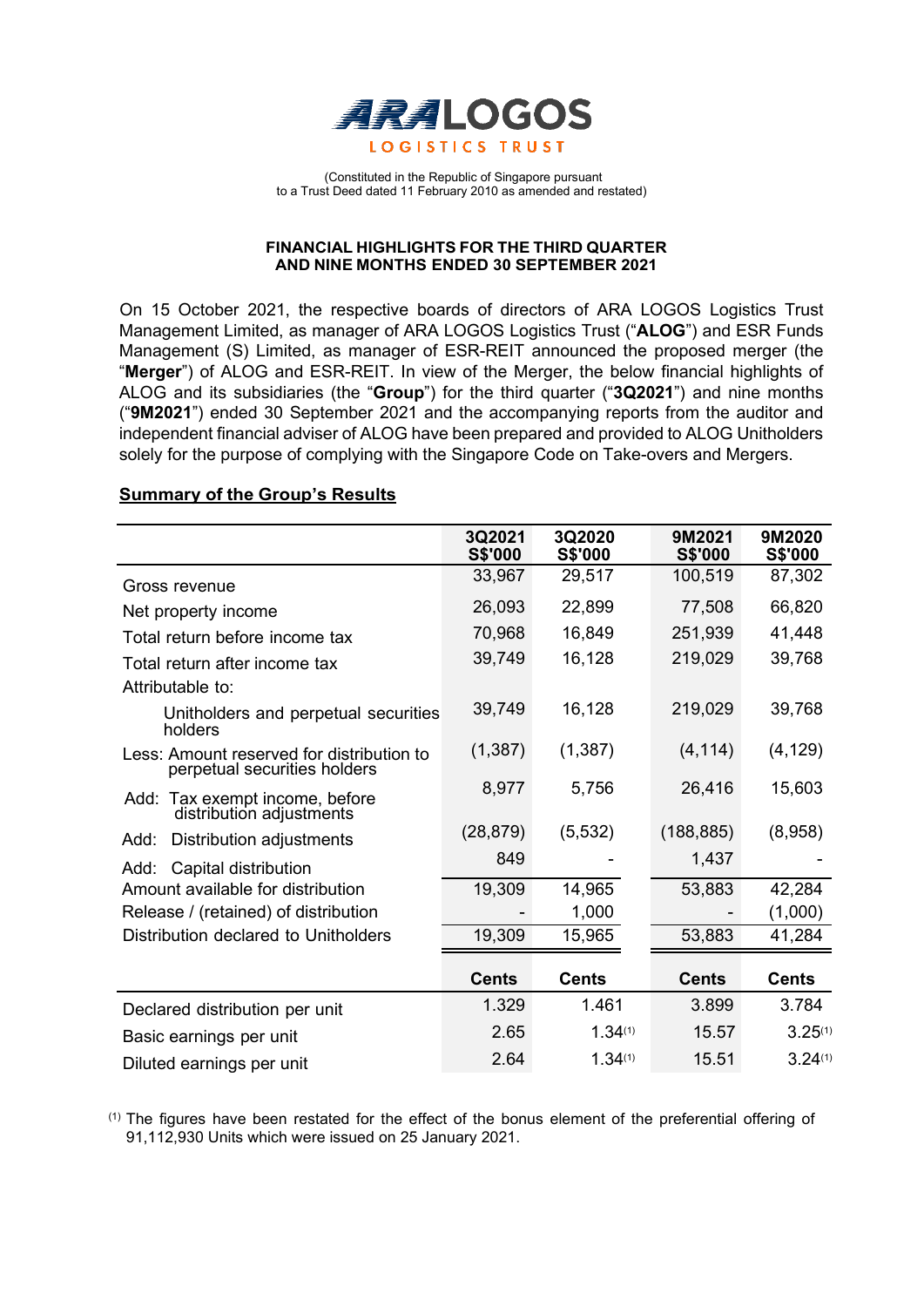**ARA LOGOS**
**LOGISTICS TRUST**

(Constituted in the Republic of Singapore pursuant
to a Trust Deed dated 11 February 2010 as amended and restated)

**FINANCIAL HIGHLIGHTS FOR THE THIRD QUARTER AND NINE MONTHS ENDED 30 SEPTEMBER 2021**

On 15 October 2021, the respective boards of directors of ARA LOGOS Logistics Trust Management Limited, as manager of ARA LOGOS Logistics Trust ("**ALOG**") and ESR Funds Management (S) Limited, as manager of ESR-REIT announced the proposed merger (the "**Merger**") of ALOG and ESR-REIT. In view of the Merger, the below financial highlights of ALOG and its subsidiaries (the "**Group**") for the third quarter ("**3Q2021**") and nine months ("**9M2021**") ended 30 September 2021 and the accompanying reports from the auditor and independent financial adviser of ALOG have been prepared and provided to ALOG Unitholders solely for the purpose of complying with the Singapore Code on Take-overs and Mergers.

**Summary of the Group's Results**

| | 3Q2021 S$'000 | 3Q2020 S$'000 | 9M2021 S$'000 | 9M2020 S$'000 |
|---|---|---|---|---|
| Gross revenue | 33,967 | 29,517 | 100,519 | 87,302 |
| Net property income | 26,093 | 22,899 | 77,508 | 66,820 |
| Total return before income tax | 70,968 | 16,849 | 251,939 | 41,448 |
| Total return after income tax | 39,749 | 16,128 | 219,029 | 39,768 |
| Attributable to: | | | | |
| Unitholders and perpetual securities holders | 39,749 | 16,128 | 219,029 | 39,768 |
| Less: Amount reserved for distribution to perpetual securities holders | (1,387) | (1,387) | (4,114) | (4,129) |
| Add: Tax exempt income, before distribution adjustments | 8,977 | 5,756 | 26,416 | 15,603 |
| Add: Distribution adjustments | (28,879) | (5,532) | (188,885) | (8,958) |
| Add: Capital distribution | 849 | - | 1,437 | - |
| Amount available for distribution | 19,309 | 14,965 | 53,883 | 42,284 |
| Release / (retained) of distribution | - | 1,000 | - | (1,000) |
| Distribution declared to Unitholders | 19,309 | 15,965 | 53,883 | 41,284 |
| | **Cents** | **Cents** | **Cents** | **Cents** |
| Declared distribution per unit | 1.329 | 1.461 | 3.899 | 3.784 |
| Basic earnings per unit | 2.65 | 1.34(1) | 15.57 | 3.25(1) |
| Diluted earnings per unit | 2.64 | 1.34(1) | 15.51 | 3.24(1) |

(1) The figures have been restated for the effect of the bonus element of the preferential offering of 91,112,930 Units which were issued on 25 January 2021.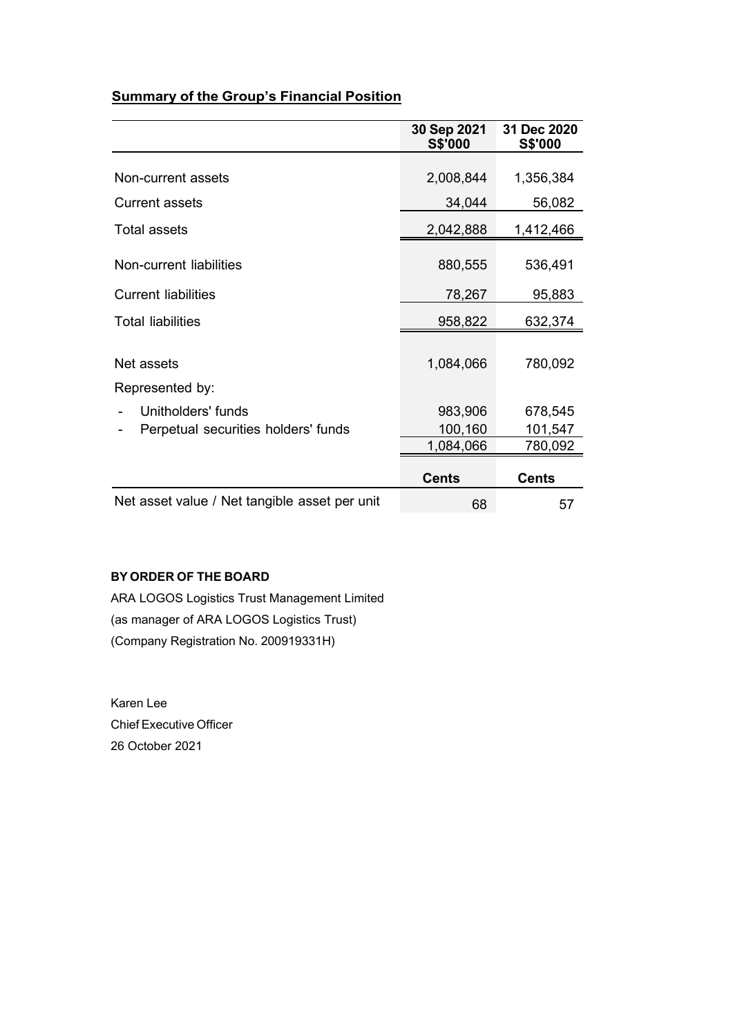## Summary of the Group's Financial Position

| | 30 Sep 2021 S$'000 | 31 Dec 2020 S$'000 |
|---|---|---|
| Non-current assets | 2,008,844 | 1,356,384 |
| Current assets | 34,044 | 56,082 |
| Total assets | 2,042,888 | 1,412,466 |
| Non-current liabilities | 880,555 | 536,491 |
| Current liabilities | 78,267 | 95,883 |
| Total liabilities | 958,822 | 632,374 |
| Net assets | 1,084,066 | 780,092 |
| Represented by: | | |
| - Unitholders' funds | 983,906 | 678,545 |
| - Perpetual securities holders' funds | 100,160 | 101,547 |
| | 1,084,066 | 780,092 |
| | **Cents** | **Cents** |
| Net asset value / Net tangible asset per unit | 68 | 57 |

**BY ORDER OF THE BOARD**

ARA LOGOS Logistics Trust Management Limited

(as manager of ARA LOGOS Logistics Trust)

(Company Registration No. 200919331H)

Karen Lee

Chief Executive Officer

26 October 2021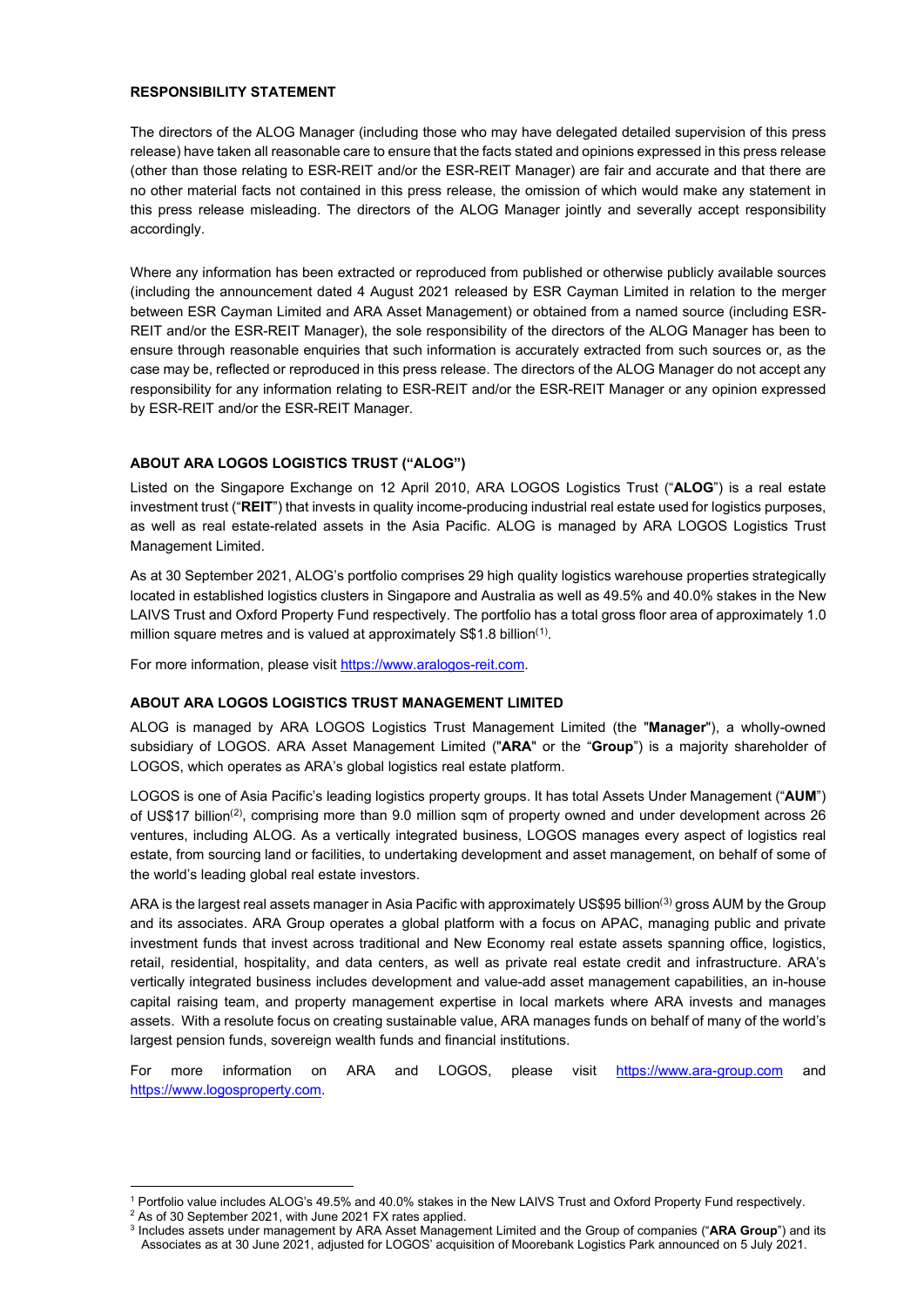**RESPONSIBILITY STATEMENT**

The directors of the ALOG Manager (including those who may have delegated detailed supervision of this press release) have taken all reasonable care to ensure that the facts stated and opinions expressed in this press release (other than those relating to ESR-REIT and/or the ESR-REIT Manager) are fair and accurate and that there are no other material facts not contained in this press release, the omission of which would make any statement in this press release misleading. The directors of the ALOG Manager jointly and severally accept responsibility accordingly.

Where any information has been extracted or reproduced from published or otherwise publicly available sources (including the announcement dated 4 August 2021 released by ESR Cayman Limited in relation to the merger between ESR Cayman Limited and ARA Asset Management) or obtained from a named source (including ESR-REIT and/or the ESR-REIT Manager), the sole responsibility of the directors of the ALOG Manager has been to ensure through reasonable enquiries that such information is accurately extracted from such sources or, as the case may be, reflected or reproduced in this press release. The directors of the ALOG Manager do not accept any responsibility for any information relating to ESR-REIT and/or the ESR-REIT Manager or any opinion expressed by ESR-REIT and/or the ESR-REIT Manager.

**ABOUT ARA LOGOS LOGISTICS TRUST ("ALOG")**

Listed on the Singapore Exchange on 12 April 2010, ARA LOGOS Logistics Trust ("**ALOG**") is a real estate investment trust ("**REIT**") that invests in quality income-producing industrial real estate used for logistics purposes, as well as real estate-related assets in the Asia Pacific. ALOG is managed by ARA LOGOS Logistics Trust Management Limited.

As at 30 September 2021, ALOG's portfolio comprises 29 high quality logistics warehouse properties strategically located in established logistics clusters in Singapore and Australia as well as 49.5% and 40.0% stakes in the New LAIVS Trust and Oxford Property Fund respectively. The portfolio has a total gross floor area of approximately 1.0 million square metres and is valued at approximately S$1.8 billion(1).

For more information, please visit https://www.aralogos-reit.com.

**ABOUT ARA LOGOS LOGISTICS TRUST MANAGEMENT LIMITED**

ALOG is managed by ARA LOGOS Logistics Trust Management Limited (the "**Manager**"), a wholly-owned subsidiary of LOGOS. ARA Asset Management Limited ("**ARA**" or the "**Group**") is a majority shareholder of LOGOS, which operates as ARA's global logistics real estate platform.

LOGOS is one of Asia Pacific's leading logistics property groups. It has total Assets Under Management ("**AUM**") of US$17 billion(2), comprising more than 9.0 million sqm of property owned and under development across 26 ventures, including ALOG. As a vertically integrated business, LOGOS manages every aspect of logistics real estate, from sourcing land or facilities, to undertaking development and asset management, on behalf of some of the world's leading global real estate investors.

ARA is the largest real assets manager in Asia Pacific with approximately US$95 billion(3) gross AUM by the Group and its associates. ARA Group operates a global platform with a focus on APAC, managing public and private investment funds that invest across traditional and New Economy real estate assets spanning office, logistics, retail, residential, hospitality, and data centers, as well as private real estate credit and infrastructure. ARA's vertically integrated business includes development and value-add asset management capabilities, an in-house capital raising team, and property management expertise in local markets where ARA invests and manages assets. With a resolute focus on creating sustainable value, ARA manages funds on behalf of many of the world's largest pension funds, sovereign wealth funds and financial institutions.

For more information on ARA and LOGOS, please visit https://www.ara-group.com and https://www.logosproperty.com.

---

[1] Portfolio value includes ALOG's 49.5% and 40.0% stakes in the New LAIVS Trust and Oxford Property Fund respectively.

[2] As of 30 September 2021, with June 2021 FX rates applied.

[3] Includes assets under management by ARA Asset Management Limited and the Group of companies ("**ARA Group**") and its Associates as at 30 June 2021, adjusted for LOGOS' acquisition of Moorebank Logistics Park announced on 5 July 2021.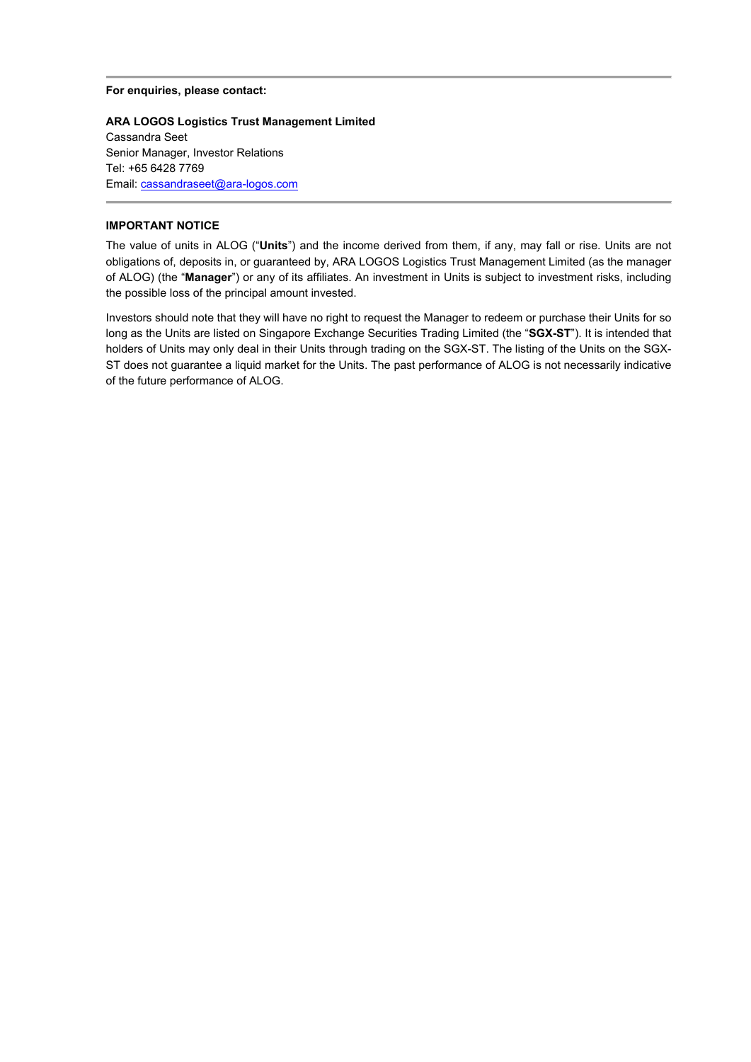---

**For enquiries, please contact:**

**ARA LOGOS Logistics Trust Management Limited**
Cassandra Seet
Senior Manager, Investor Relations
Tel: +65 6428 7769
Email: cassandraseet@ara-logos.com

---

**IMPORTANT NOTICE**

The value of units in ALOG ("**Units**") and the income derived from them, if any, may fall or rise. Units are not obligations of, deposits in, or guaranteed by, ARA LOGOS Logistics Trust Management Limited (as the manager of ALOG) (the "**Manager**") or any of its affiliates. An investment in Units is subject to investment risks, including the possible loss of the principal amount invested.

Investors should note that they will have no right to request the Manager to redeem or purchase their Units for so long as the Units are listed on Singapore Exchange Securities Trading Limited (the "**SGX-ST**"). It is intended that holders of Units may only deal in their Units through trading on the SGX-ST. The listing of the Units on the SGX-ST does not guarantee a liquid market for the Units. The past performance of ALOG is not necessarily indicative of the future performance of ALOG.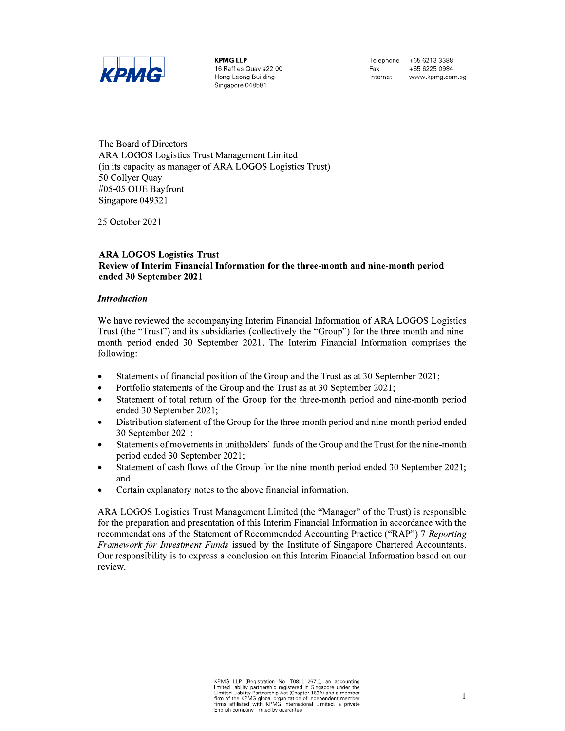**KPMG LLP**
16 Raffles Quay #22-00
Hong Leong Building
Singapore 048581

Telephone +65 6213 3388
Fax +65 6225 0984
Internet www.kpmg.com.sg

The Board of Directors
ARA LOGOS Logistics Trust Management Limited
(in its capacity as manager of ARA LOGOS Logistics Trust)
50 Collyer Quay
#05-05 OUE Bayfront
Singapore 049321

25 October 2021

**ARA LOGOS Logistics Trust**
**Review of Interim Financial Information for the three-month and nine-month period ended 30 September 2021**

***Introduction***

We have reviewed the accompanying Interim Financial Information of ARA LOGOS Logistics Trust (the "Trust") and its subsidiaries (collectively the "Group") for the three-month and nine-month period ended 30 September 2021. The Interim Financial Information comprises the following:

- Statements of financial position of the Group and the Trust as at 30 September 2021;
- Portfolio statements of the Group and the Trust as at 30 September 2021;
- Statement of total return of the Group for the three-month period and nine-month period ended 30 September 2021;
- Distribution statement of the Group for the three-month period and nine-month period ended 30 September 2021;
- Statements of movements in unitholders' funds of the Group and the Trust for the nine-month period ended 30 September 2021;
- Statement of cash flows of the Group for the nine-month period ended 30 September 2021; and
- Certain explanatory notes to the above financial information.

ARA LOGOS Logistics Trust Management Limited (the "Manager" of the Trust) is responsible for the preparation and presentation of this Interim Financial Information in accordance with the recommendations of the Statement of Recommended Accounting Practice ("RAP") 7 *Reporting Framework for Investment Funds* issued by the Institute of Singapore Chartered Accountants. Our responsibility is to express a conclusion on this Interim Financial Information based on our review.

KPMG LLP (Registration No. T08LL1267L), an accounting limited liability partnership registered in Singapore under the Limited Liability Partnership Act (Chapter 163A) and a member firm of the KPMG global organization of independent member firms affiliated with KPMG International Limited, a private English company limited by guarantee.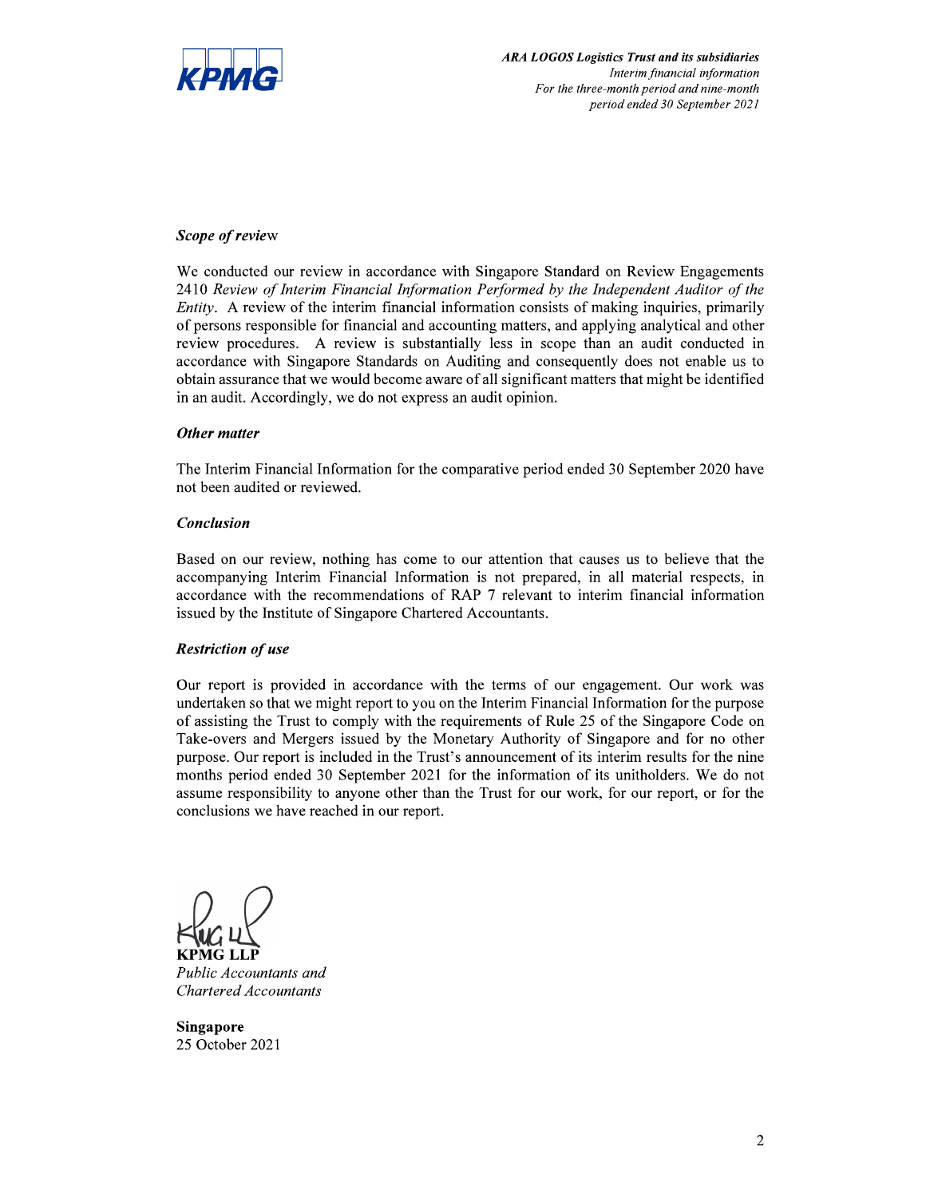***Scope of review***

We conducted our review in accordance with Singapore Standard on Review Engagements 2410 *Review of Interim Financial Information Performed by the Independent Auditor of the Entity*. A review of the interim financial information consists of making inquiries, primarily of persons responsible for financial and accounting matters, and applying analytical and other review procedures. A review is substantially less in scope than an audit conducted in accordance with Singapore Standards on Auditing and consequently does not enable us to obtain assurance that we would become aware of all significant matters that might be identified in an audit. Accordingly, we do not express an audit opinion.

***Other matter***

The Interim Financial Information for the comparative period ended 30 September 2020 have not been audited or reviewed.

***Conclusion***

Based on our review, nothing has come to our attention that causes us to believe that the accompanying Interim Financial Information is not prepared, in all material respects, in accordance with the recommendations of RAP 7 relevant to interim financial information issued by the Institute of Singapore Chartered Accountants.

***Restriction of use***

Our report is provided in accordance with the terms of our engagement. Our work was undertaken so that we might report to you on the Interim Financial Information for the purpose of assisting the Trust to comply with the requirements of Rule 25 of the Singapore Code on Take-overs and Mergers issued by the Monetary Authority of Singapore and for no other purpose. Our report is included in the Trust's announcement of its interim results for the nine months period ended 30 September 2021 for the information of its unitholders. We do not assume responsibility to anyone other than the Trust for our work, for our report, or for the conclusions we have reached in our report.

**KPMG LLP**
*Public Accountants and*
*Chartered Accountants*

**Singapore**
25 October 2021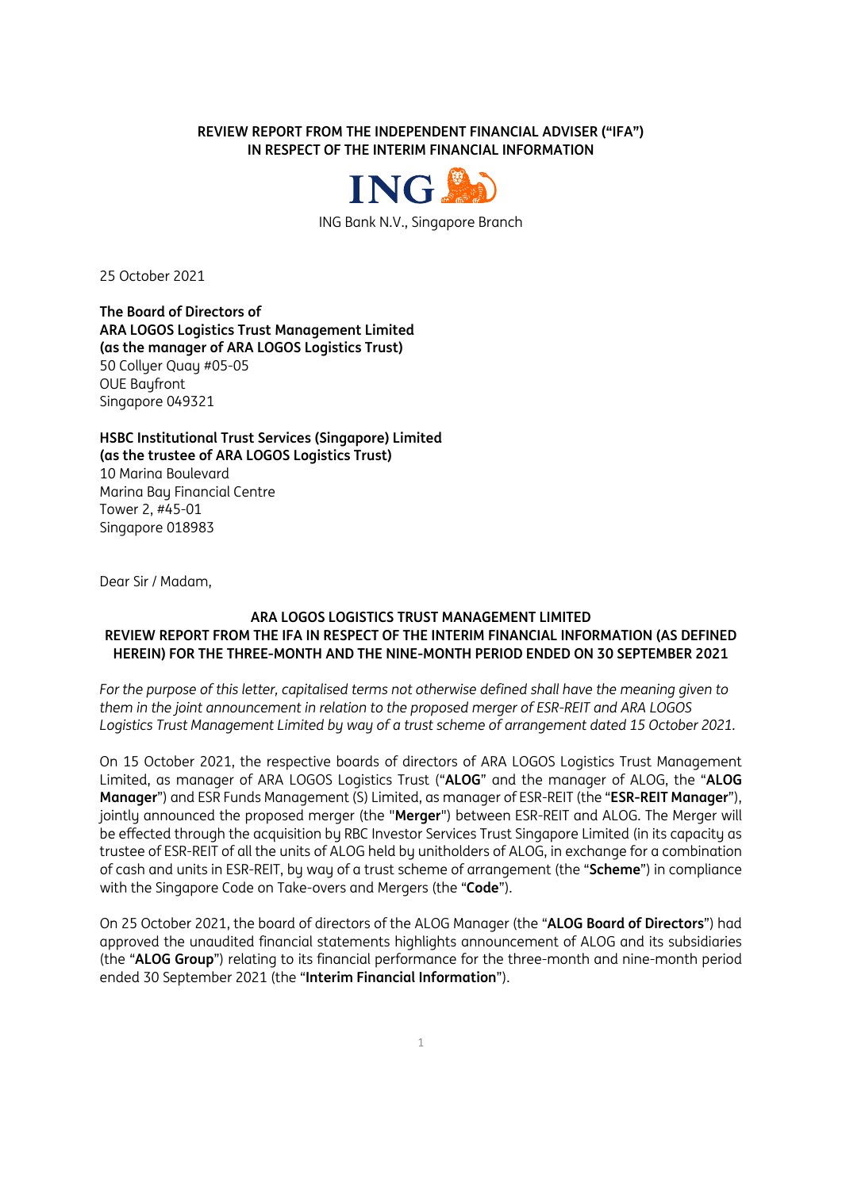**REVIEW REPORT FROM THE INDEPENDENT FINANCIAL ADVISER ("IFA") IN RESPECT OF THE INTERIM FINANCIAL INFORMATION**

ING

ING Bank N.V., Singapore Branch

25 October 2021

**The Board of Directors of**
**ARA LOGOS Logistics Trust Management Limited**
**(as the manager of ARA LOGOS Logistics Trust)**
50 Collyer Quay #05-05
OUE Bayfront
Singapore 049321

**HSBC Institutional Trust Services (Singapore) Limited**
**(as the trustee of ARA LOGOS Logistics Trust)**
10 Marina Boulevard
Marina Bay Financial Centre
Tower 2, #45-01
Singapore 018983

Dear Sir / Madam,

**ARA LOGOS LOGISTICS TRUST MANAGEMENT LIMITED**
**REVIEW REPORT FROM THE IFA IN RESPECT OF THE INTERIM FINANCIAL INFORMATION (AS DEFINED HEREIN) FOR THE THREE-MONTH AND THE NINE-MONTH PERIOD ENDED ON 30 SEPTEMBER 2021**

*For the purpose of this letter, capitalised terms not otherwise defined shall have the meaning given to them in the joint announcement in relation to the proposed merger of ESR-REIT and ARA LOGOS Logistics Trust Management Limited by way of a trust scheme of arrangement dated 15 October 2021.*

On 15 October 2021, the respective boards of directors of ARA LOGOS Logistics Trust Management Limited, as manager of ARA LOGOS Logistics Trust ("**ALOG**" and the manager of ALOG, the "**ALOG Manager**") and ESR Funds Management (S) Limited, as manager of ESR-REIT (the "**ESR-REIT Manager**"), jointly announced the proposed merger (the "**Merger**") between ESR-REIT and ALOG. The Merger will be effected through the acquisition by RBC Investor Services Trust Singapore Limited (in its capacity as trustee of ESR-REIT of all the units of ALOG held by unitholders of ALOG, in exchange for a combination of cash and units in ESR-REIT, by way of a trust scheme of arrangement (the "**Scheme**") in compliance with the Singapore Code on Take-overs and Mergers (the "**Code**").

On 25 October 2021, the board of directors of the ALOG Manager (the "**ALOG Board of Directors**") had approved the unaudited financial statements highlights announcement of ALOG and its subsidiaries (the "**ALOG Group**") relating to its financial performance for the three-month and nine-month period ended 30 September 2021 (the "**Interim Financial Information**").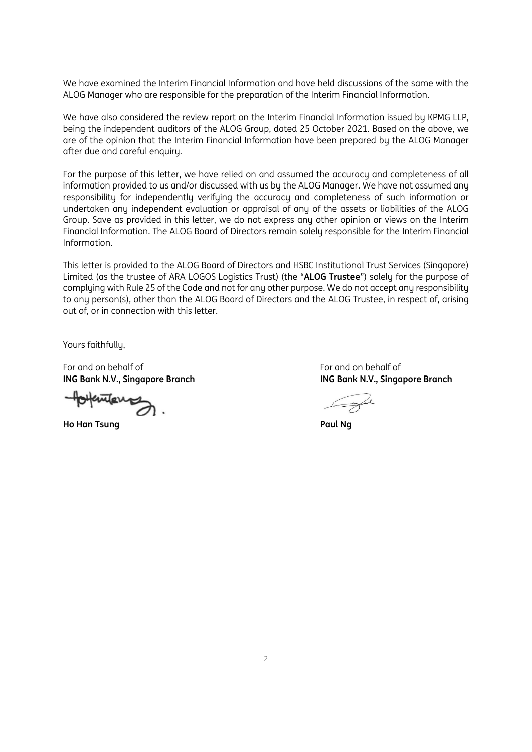We have examined the Interim Financial Information and have held discussions of the same with the ALOG Manager who are responsible for the preparation of the Interim Financial Information.

We have also considered the review report on the Interim Financial Information issued by KPMG LLP, being the independent auditors of the ALOG Group, dated 25 October 2021. Based on the above, we are of the opinion that the Interim Financial Information have been prepared by the ALOG Manager after due and careful enquiry.

For the purpose of this letter, we have relied on and assumed the accuracy and completeness of all information provided to us and/or discussed with us by the ALOG Manager. We have not assumed any responsibility for independently verifying the accuracy and completeness of such information or undertaken any independent evaluation or appraisal of any of the assets or liabilities of the ALOG Group. Save as provided in this letter, we do not express any other opinion or views on the Interim Financial Information. The ALOG Board of Directors remain solely responsible for the Interim Financial Information.

This letter is provided to the ALOG Board of Directors and HSBC Institutional Trust Services (Singapore) Limited (as the trustee of ARA LOGOS Logistics Trust) (the "**ALOG Trustee**") solely for the purpose of complying with Rule 25 of the Code and not for any other purpose. We do not accept any responsibility to any person(s), other than the ALOG Board of Directors and the ALOG Trustee, in respect of, arising out of, or in connection with this letter.

Yours faithfully,

For and on behalf of
**ING Bank N.V., Singapore Branch**

**Ho Han Tsung**

For and on behalf of
**ING Bank N.V., Singapore Branch**

**Paul Ng**